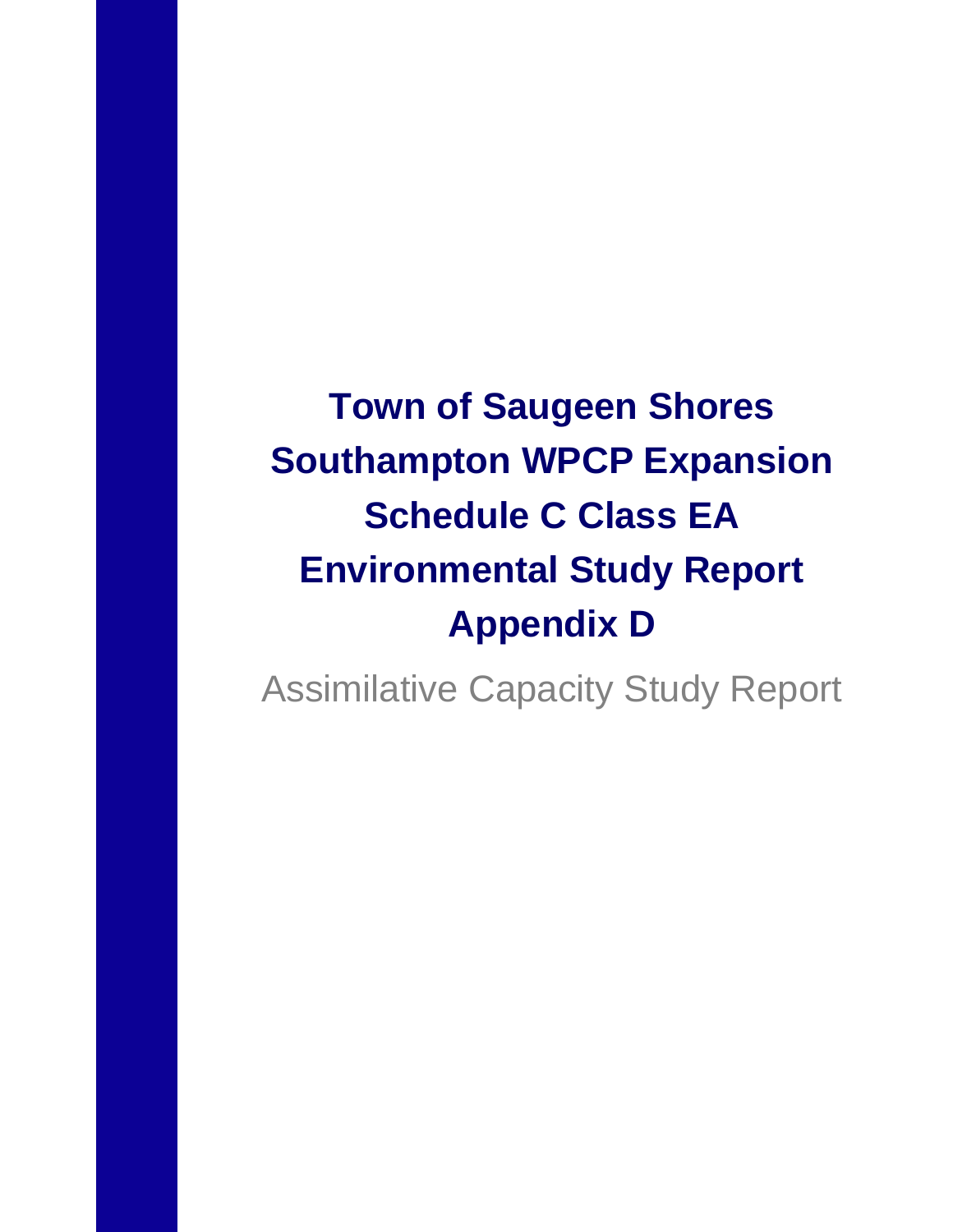# Town of Saugeen Shores
# Southampton WPCP Expansion
# Schedule C Class EA
# Environmental Study Report
# Appendix D

Assimilative Capacity Study Report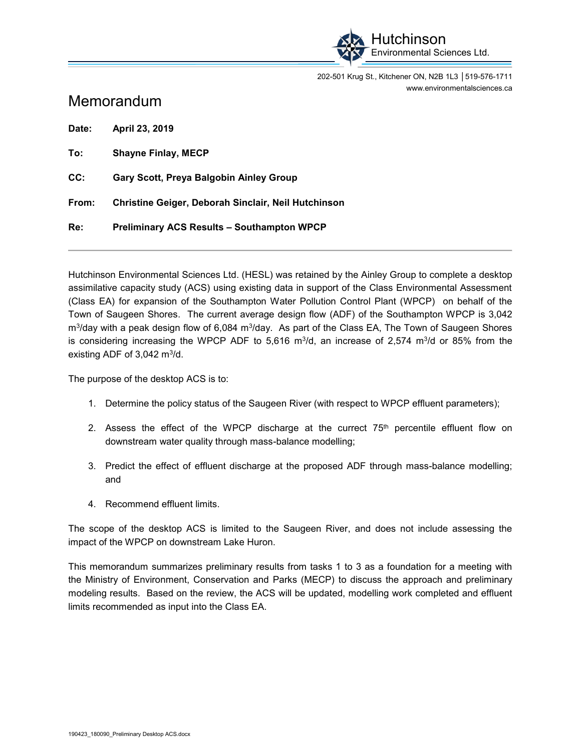Hutchinson Environmental Sciences Ltd.

202-501 Krug St., Kitchener ON, N2B 1L3 │519-576-1711
www.environmentalsciences.ca

# Memorandum

**Date:** **April 23, 2019**

**To:** **Shayne Finlay, MECP**

**CC:** **Gary Scott, Preya Balgobin Ainley Group**

**From:** **Christine Geiger, Deborah Sinclair, Neil Hutchinson**

**Re:** **Preliminary ACS Results – Southampton WPCP**

---

Hutchinson Environmental Sciences Ltd. (HESL) was retained by the Ainley Group to complete a desktop assimilative capacity study (ACS) using existing data in support of the Class Environmental Assessment (Class EA) for expansion of the Southampton Water Pollution Control Plant (WPCP) on behalf of the Town of Saugeen Shores. The current average design flow (ADF) of the Southampton WPCP is 3,042 $m^3$/day with a peak design flow of 6,084 $m^3$/day. As part of the Class EA, The Town of Saugeen Shores is considering increasing the WPCP ADF to 5,616 $m^3$/d, an increase of 2,574 $m^3$/d or 85% from the existing ADF of 3,042 $m^3$/d.

The purpose of the desktop ACS is to:

1. Determine the policy status of the Saugeen River (with respect to WPCP effluent parameters);
2. Assess the effect of the WPCP discharge at the currect 75th percentile effluent flow on downstream water quality through mass-balance modelling;
3. Predict the effect of effluent discharge at the proposed ADF through mass-balance modelling; and
4. Recommend effluent limits.

The scope of the desktop ACS is limited to the Saugeen River, and does not include assessing the impact of the WPCP on downstream Lake Huron.

This memorandum summarizes preliminary results from tasks 1 to 3 as a foundation for a meeting with the Ministry of Environment, Conservation and Parks (MECP) to discuss the approach and preliminary modeling results. Based on the review, the ACS will be updated, modelling work completed and effluent limits recommended as input into the Class EA.

190423_180090_Preliminary Desktop ACS.docx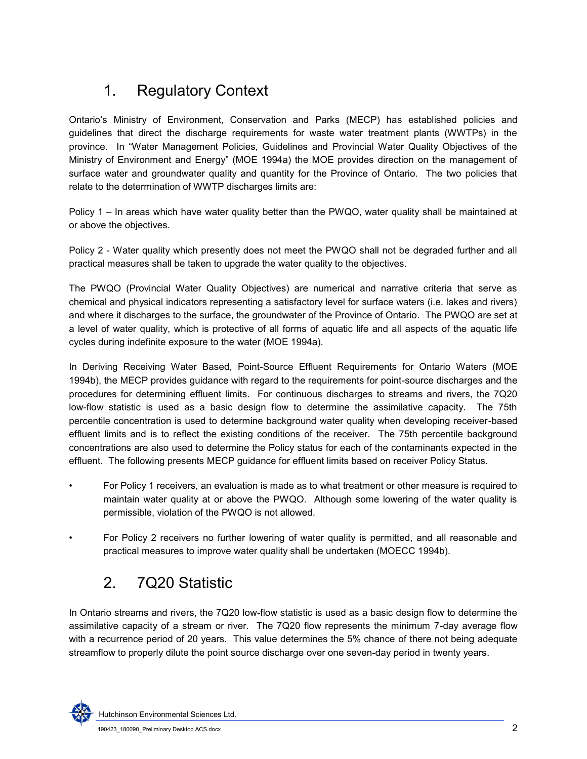# 1. Regulatory Context

Ontario's Ministry of Environment, Conservation and Parks (MECP) has established policies and guidelines that direct the discharge requirements for waste water treatment plants (WWTPs) in the province. In "Water Management Policies, Guidelines and Provincial Water Quality Objectives of the Ministry of Environment and Energy" (MOE 1994a) the MOE provides direction on the management of surface water and groundwater quality and quantity for the Province of Ontario. The two policies that relate to the determination of WWTP discharges limits are:

Policy 1 – In areas which have water quality better than the PWQO, water quality shall be maintained at or above the objectives.

Policy 2 - Water quality which presently does not meet the PWQO shall not be degraded further and all practical measures shall be taken to upgrade the water quality to the objectives.

The PWQO (Provincial Water Quality Objectives) are numerical and narrative criteria that serve as chemical and physical indicators representing a satisfactory level for surface waters (i.e. lakes and rivers) and where it discharges to the surface, the groundwater of the Province of Ontario. The PWQO are set at a level of water quality, which is protective of all forms of aquatic life and all aspects of the aquatic life cycles during indefinite exposure to the water (MOE 1994a).

In Deriving Receiving Water Based, Point-Source Effluent Requirements for Ontario Waters (MOE 1994b), the MECP provides guidance with regard to the requirements for point-source discharges and the procedures for determining effluent limits. For continuous discharges to streams and rivers, the 7Q20 low-flow statistic is used as a basic design flow to determine the assimilative capacity. The 75th percentile concentration is used to determine background water quality when developing receiver-based effluent limits and is to reflect the existing conditions of the receiver. The 75th percentile background concentrations are also used to determine the Policy status for each of the contaminants expected in the effluent. The following presents MECP guidance for effluent limits based on receiver Policy Status.

- For Policy 1 receivers, an evaluation is made as to what treatment or other measure is required to maintain water quality at or above the PWQO. Although some lowering of the water quality is permissible, violation of the PWQO is not allowed.
- For Policy 2 receivers no further lowering of water quality is permitted, and all reasonable and practical measures to improve water quality shall be undertaken (MOECC 1994b).

# 2. 7Q20 Statistic

In Ontario streams and rivers, the 7Q20 low-flow statistic is used as a basic design flow to determine the assimilative capacity of a stream or river. The 7Q20 flow represents the minimum 7-day average flow with a recurrence period of 20 years. This value determines the 5% chance of there not being adequate streamflow to properly dilute the point source discharge over one seven-day period in twenty years.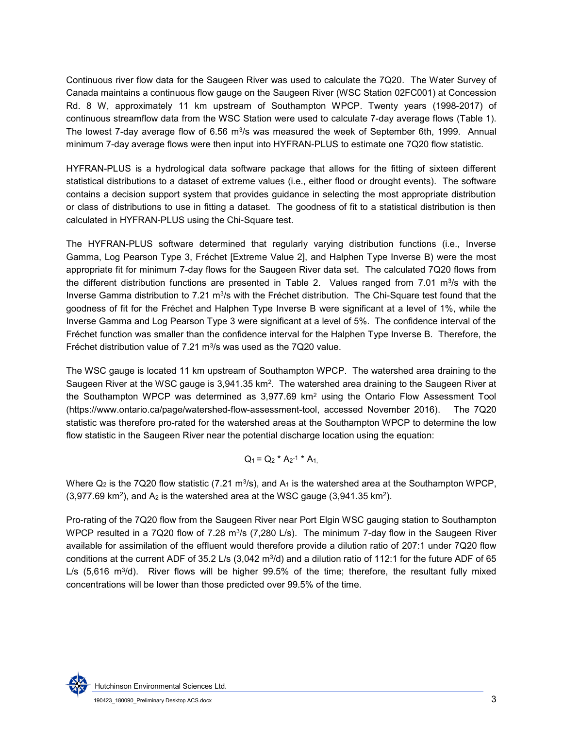Continuous river flow data for the Saugeen River was used to calculate the 7Q20. The Water Survey of Canada maintains a continuous flow gauge on the Saugeen River (WSC Station 02FC001) at Concession Rd. 8 W, approximately 11 km upstream of Southampton WPCP. Twenty years (1998-2017) of continuous streamflow data from the WSC Station were used to calculate 7-day average flows (Table 1). The lowest 7-day average flow of 6.56 $m^3/s$ was measured the week of September 6th, 1999. Annual minimum 7-day average flows were then input into HYFRAN-PLUS to estimate one 7Q20 flow statistic.

HYFRAN-PLUS is a hydrological data software package that allows for the fitting of sixteen different statistical distributions to a dataset of extreme values (i.e., either flood or drought events). The software contains a decision support system that provides guidance in selecting the most appropriate distribution or class of distributions to use in fitting a dataset. The goodness of fit to a statistical distribution is then calculated in HYFRAN-PLUS using the Chi-Square test.

The HYFRAN-PLUS software determined that regularly varying distribution functions (i.e., Inverse Gamma, Log Pearson Type 3, Fréchet [Extreme Value 2], and Halphen Type Inverse B) were the most appropriate fit for minimum 7-day flows for the Saugeen River data set. The calculated 7Q20 flows from the different distribution functions are presented in Table 2. Values ranged from 7.01 $m^3/s$ with the Inverse Gamma distribution to 7.21 $m^3/s$ with the Fréchet distribution. The Chi-Square test found that the goodness of fit for the Fréchet and Halphen Type Inverse B were significant at a level of 1%, while the Inverse Gamma and Log Pearson Type 3 were significant at a level of 5%. The confidence interval of the Fréchet function was smaller than the confidence interval for the Halphen Type Inverse B. Therefore, the Fréchet distribution value of 7.21 $m^3/s$ was used as the 7Q20 value.

The WSC gauge is located 11 km upstream of Southampton WPCP. The watershed area draining to the Saugeen River at the WSC gauge is 3,941.35 $km^2$. The watershed area draining to the Saugeen River at the Southampton WPCP was determined as 3,977.69 $km^2$ using the Ontario Flow Assessment Tool (https://www.ontario.ca/page/watershed-flow-assessment-tool, accessed November 2016). The 7Q20 statistic was therefore pro-rated for the watershed areas at the Southampton WPCP to determine the low flow statistic in the Saugeen River near the potential discharge location using the equation:

$$Q_1 = Q_2 * A_2^{-1} * A_1,$$

Where $Q_2$ is the 7Q20 flow statistic (7.21 $m^3/s$), and $A_1$ is the watershed area at the Southampton WPCP, (3,977.69 $km^2$), and $A_2$ is the watershed area at the WSC gauge (3,941.35 $km^2$).

Pro-rating of the 7Q20 flow from the Saugeen River near Port Elgin WSC gauging station to Southampton WPCP resulted in a 7Q20 flow of 7.28 $m^3/s$ (7,280 L/s). The minimum 7-day flow in the Saugeen River available for assimilation of the effluent would therefore provide a dilution ratio of 207:1 under 7Q20 flow conditions at the current ADF of 35.2 L/s (3,042 $m^3/d$) and a dilution ratio of 112:1 for the future ADF of 65 L/s (5,616 $m^3/d$). River flows will be higher 99.5% of the time; therefore, the resultant fully mixed concentrations will be lower than those predicted over 99.5% of the time.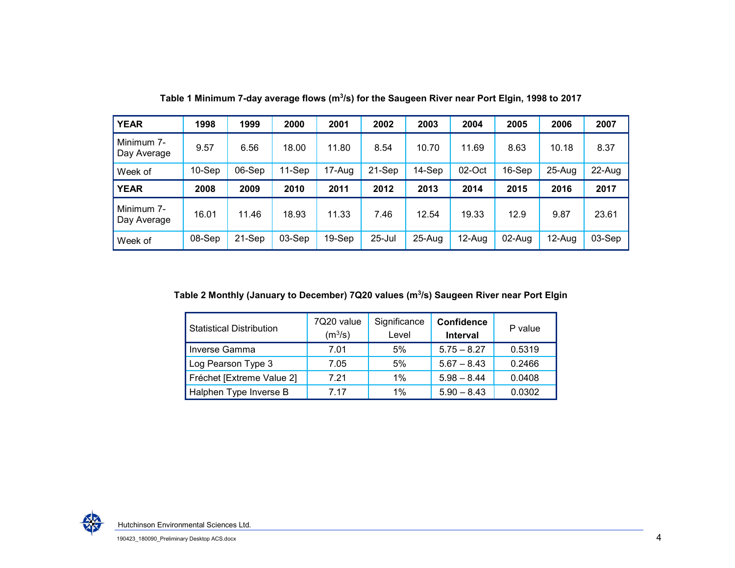**Table 1 Minimum 7-day average flows ($m^3/s$) for the Saugeen River near Port Elgin, 1998 to 2017**

| YEAR | 1998 | 1999 | 2000 | 2001 | 2002 | 2003 | 2004 | 2005 | 2006 | 2007 |
|---|---|---|---|---|---|---|---|---|---|---|
| Minimum 7-Day Average | 9.57 | 6.56 | 18.00 | 11.80 | 8.54 | 10.70 | 11.69 | 8.63 | 10.18 | 8.37 |
| Week of | 10-Sep | 06-Sep | 11-Sep | 17-Aug | 21-Sep | 14-Sep | 02-Oct | 16-Sep | 25-Aug | 22-Aug |
| **YEAR** | **2008** | **2009** | **2010** | **2011** | **2012** | **2013** | **2014** | **2015** | **2016** | **2017** |
| Minimum 7-Day Average | 16.01 | 11.46 | 18.93 | 11.33 | 7.46 | 12.54 | 19.33 | 12.9 | 9.87 | 23.61 |
| Week of | 08-Sep | 21-Sep | 03-Sep | 19-Sep | 25-Jul | 25-Aug | 12-Aug | 02-Aug | 12-Aug | 03-Sep |

**Table 2 Monthly (January to December) 7Q20 values ($m^3/s$) Saugeen River near Port Elgin**

| Statistical Distribution | 7Q20 value ($m^3/s$) | Significance Level | **Confidence Interval** | P value |
|---|---|---|---|---|
| Inverse Gamma | 7.01 | 5% | 5.75 – 8.27 | 0.5319 |
| Log Pearson Type 3 | 7.05 | 5% | 5.67 – 8.43 | 0.2466 |
| Fréchet [Extreme Value 2] | 7.21 | 1% | 5.98 – 8.44 | 0.0408 |
| Halphen Type Inverse B | 7.17 | 1% | 5.90 – 8.43 | 0.0302 |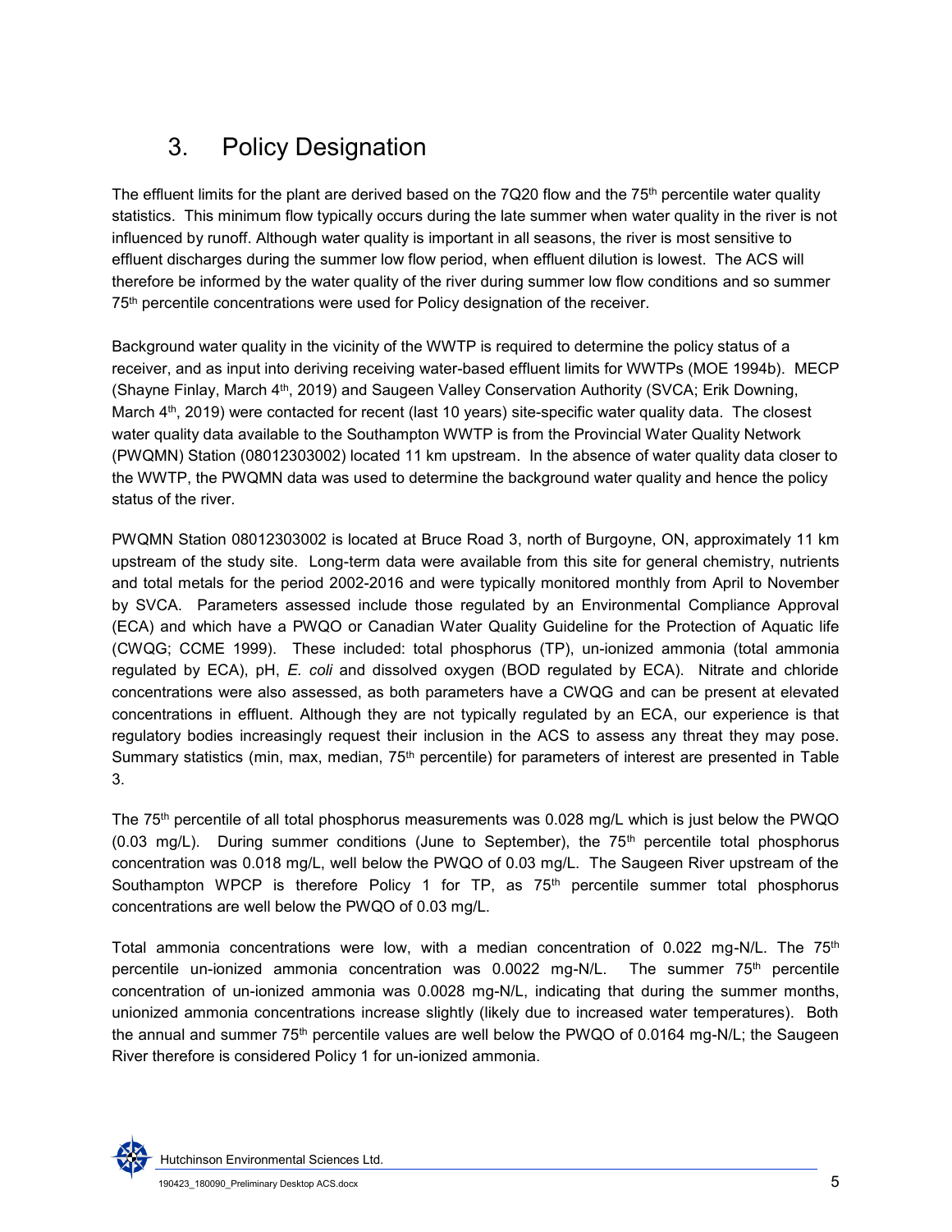# 3. Policy Designation

The effluent limits for the plant are derived based on the 7Q20 flow and the 75th percentile water quality statistics. This minimum flow typically occurs during the late summer when water quality in the river is not influenced by runoff. Although water quality is important in all seasons, the river is most sensitive to effluent discharges during the summer low flow period, when effluent dilution is lowest. The ACS will therefore be informed by the water quality of the river during summer low flow conditions and so summer 75th percentile concentrations were used for Policy designation of the receiver.

Background water quality in the vicinity of the WWTP is required to determine the policy status of a receiver, and as input into deriving receiving water-based effluent limits for WWTPs (MOE 1994b). MECP (Shayne Finlay, March 4th, 2019) and Saugeen Valley Conservation Authority (SVCA; Erik Downing, March 4th, 2019) were contacted for recent (last 10 years) site-specific water quality data. The closest water quality data available to the Southampton WWTP is from the Provincial Water Quality Network (PWQMN) Station (08012303002) located 11 km upstream. In the absence of water quality data closer to the WWTP, the PWQMN data was used to determine the background water quality and hence the policy status of the river.

PWQMN Station 08012303002 is located at Bruce Road 3, north of Burgoyne, ON, approximately 11 km upstream of the study site. Long-term data were available from this site for general chemistry, nutrients and total metals for the period 2002-2016 and were typically monitored monthly from April to November by SVCA. Parameters assessed include those regulated by an Environmental Compliance Approval (ECA) and which have a PWQO or Canadian Water Quality Guideline for the Protection of Aquatic life (CWQG; CCME 1999). These included: total phosphorus (TP), un-ionized ammonia (total ammonia regulated by ECA), pH, *E. coli* and dissolved oxygen (BOD regulated by ECA). Nitrate and chloride concentrations were also assessed, as both parameters have a CWQG and can be present at elevated concentrations in effluent. Although they are not typically regulated by an ECA, our experience is that regulatory bodies increasingly request their inclusion in the ACS to assess any threat they may pose. Summary statistics (min, max, median, 75th percentile) for parameters of interest are presented in Table 3.

The 75th percentile of all total phosphorus measurements was 0.028 mg/L which is just below the PWQO (0.03 mg/L). During summer conditions (June to September), the 75th percentile total phosphorus concentration was 0.018 mg/L, well below the PWQO of 0.03 mg/L. The Saugeen River upstream of the Southampton WPCP is therefore Policy 1 for TP, as 75th percentile summer total phosphorus concentrations are well below the PWQO of 0.03 mg/L.

Total ammonia concentrations were low, with a median concentration of 0.022 mg-N/L. The 75th percentile un-ionized ammonia concentration was 0.0022 mg-N/L. The summer 75th percentile concentration of un-ionized ammonia was 0.0028 mg-N/L, indicating that during the summer months, unionized ammonia concentrations increase slightly (likely due to increased water temperatures). Both the annual and summer 75th percentile values are well below the PWQO of 0.0164 mg-N/L; the Saugeen River therefore is considered Policy 1 for un-ionized ammonia.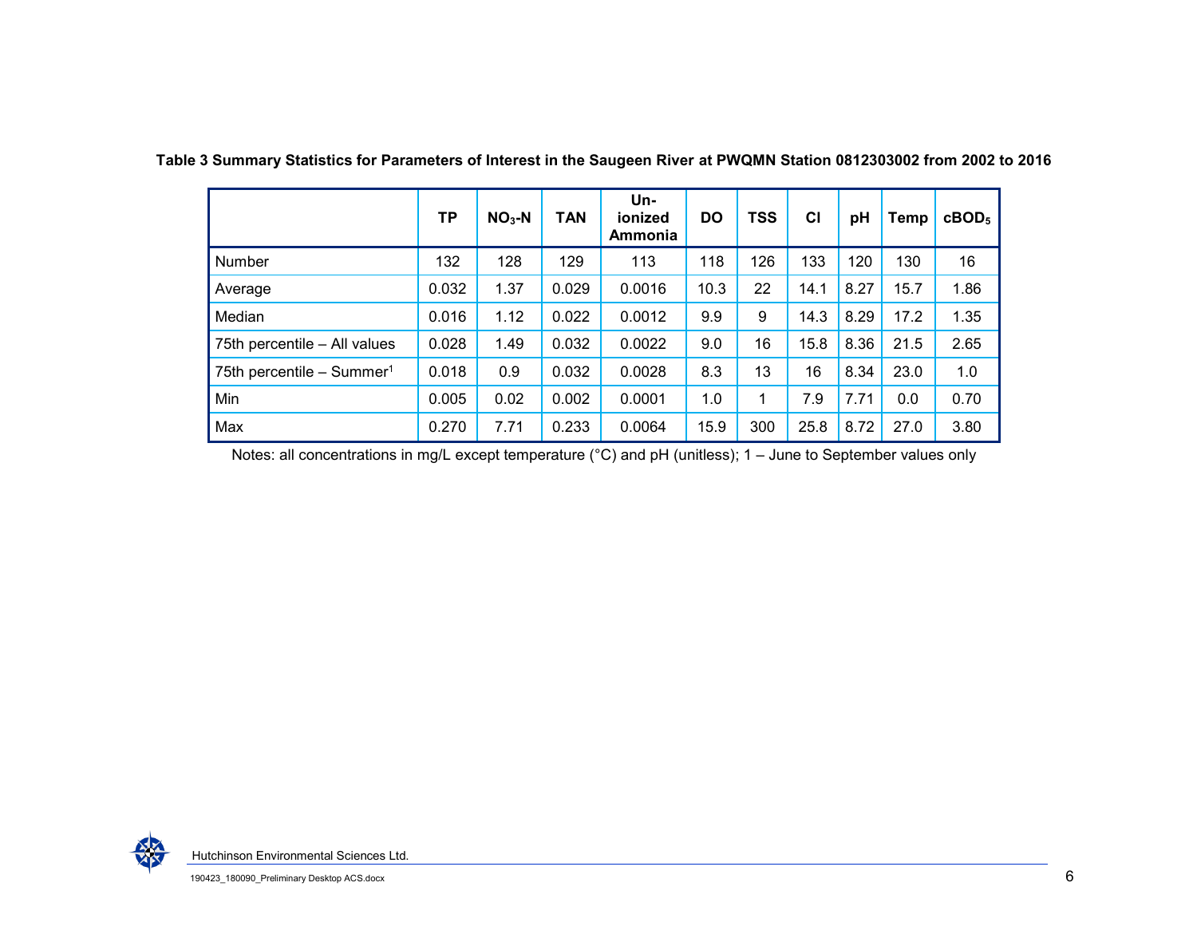**Table 3 Summary Statistics for Parameters of Interest in the Saugeen River at PWQMN Station 0812303002 from 2002 to 2016**

| | TP | $NO_3$-N | TAN | Un-ionized Ammonia | DO | TSS | Cl | pH | Temp | $cBOD_5$ |
|---|---|---|---|---|---|---|---|---|---|---|
| Number | 132 | 128 | 129 | 113 | 118 | 126 | 133 | 120 | 130 | 16 |
| Average | 0.032 | 1.37 | 0.029 | 0.0016 | 10.3 | 22 | 14.1 | 8.27 | 15.7 | 1.86 |
| Median | 0.016 | 1.12 | 0.022 | 0.0012 | 9.9 | 9 | 14.3 | 8.29 | 17.2 | 1.35 |
| 75th percentile – All values | 0.028 | 1.49 | 0.032 | 0.0022 | 9.0 | 16 | 15.8 | 8.36 | 21.5 | 2.65 |
| 75th percentile – Summer[1] | 0.018 | 0.9 | 0.032 | 0.0028 | 8.3 | 13 | 16 | 8.34 | 23.0 | 1.0 |
| Min | 0.005 | 0.02 | 0.002 | 0.0001 | 1.0 | 1 | 7.9 | 7.71 | 0.0 | 0.70 |
| Max | 0.270 | 7.71 | 0.233 | 0.0064 | 15.9 | 300 | 25.8 | 8.72 | 27.0 | 3.80 |

Notes: all concentrations in mg/L except temperature (°C) and pH (unitless); 1 – June to September values only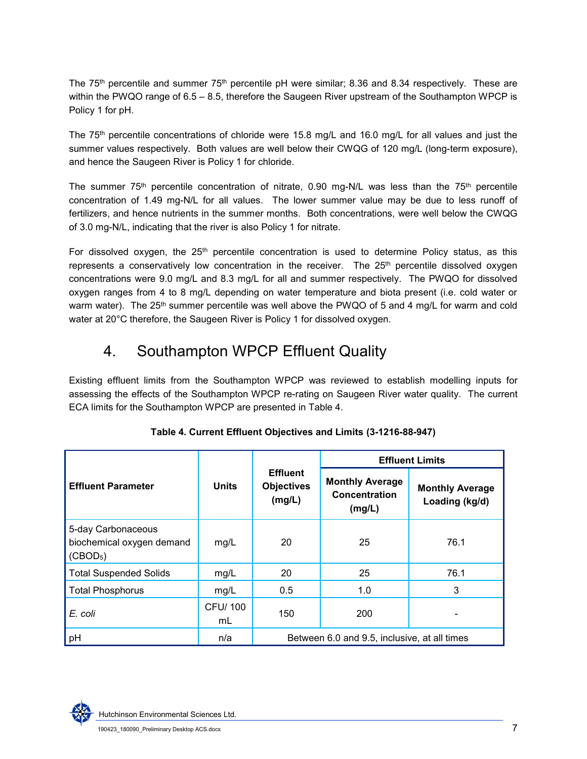The 75th percentile and summer 75th percentile pH were similar; 8.36 and 8.34 respectively. These are within the PWQO range of 6.5 – 8.5, therefore the Saugeen River upstream of the Southampton WPCP is Policy 1 for pH.

The 75th percentile concentrations of chloride were 15.8 mg/L and 16.0 mg/L for all values and just the summer values respectively. Both values are well below their CWQG of 120 mg/L (long-term exposure), and hence the Saugeen River is Policy 1 for chloride.

The summer 75th percentile concentration of nitrate, 0.90 mg-N/L was less than the 75th percentile concentration of 1.49 mg-N/L for all values. The lower summer value may be due to less runoff of fertilizers, and hence nutrients in the summer months. Both concentrations, were well below the CWQG of 3.0 mg-N/L, indicating that the river is also Policy 1 for nitrate.

For dissolved oxygen, the 25th percentile concentration is used to determine Policy status, as this represents a conservatively low concentration in the receiver. The 25th percentile dissolved oxygen concentrations were 9.0 mg/L and 8.3 mg/L for all and summer respectively. The PWQO for dissolved oxygen ranges from 4 to 8 mg/L depending on water temperature and biota present (i.e. cold water or warm water). The 25th summer percentile was well above the PWQO of 5 and 4 mg/L for warm and cold water at 20°C therefore, the Saugeen River is Policy 1 for dissolved oxygen.

# 4. Southampton WPCP Effluent Quality

Existing effluent limits from the Southampton WPCP was reviewed to establish modelling inputs for assessing the effects of the Southampton WPCP re-rating on Saugeen River water quality. The current ECA limits for the Southampton WPCP are presented in Table 4.

**Table 4. Current Effluent Objectives and Limits (3-1216-88-947)**

| Effluent Parameter | Units | Effluent Objectives (mg/L) | Effluent Limits | |
|---|---|---|---|---|
| | | | Monthly Average Concentration (mg/L) | Monthly Average Loading (kg/d) |
| 5-day Carbonaceous biochemical oxygen demand ($CBOD_5$) | mg/L | 20 | 25 | 76.1 |
| Total Suspended Solids | mg/L | 20 | 25 | 76.1 |
| Total Phosphorus | mg/L | 0.5 | 1.0 | 3 |
| *E. coli* | CFU/ 100 mL | 150 | 200 | - |
| pH | n/a | Between 6.0 and 9.5, inclusive, at all times | | |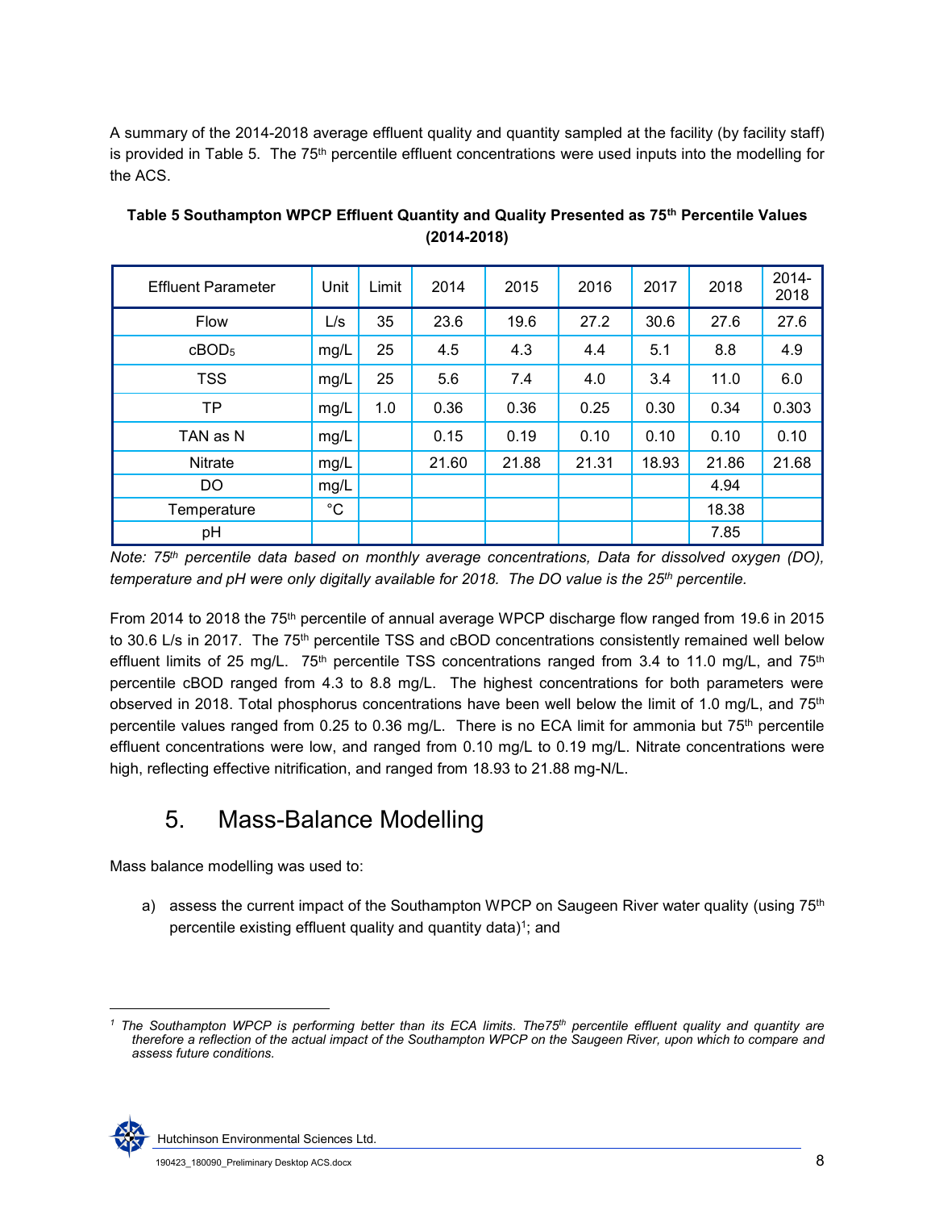A summary of the 2014-2018 average effluent quality and quantity sampled at the facility (by facility staff) is provided in Table 5. The 75th percentile effluent concentrations were used inputs into the modelling for the ACS.

**Table 5 Southampton WPCP Effluent Quantity and Quality Presented as 75th Percentile Values (2014-2018)**

| Effluent Parameter | Unit | Limit | 2014 | 2015 | 2016 | 2017 | 2018 | 2014-2018 |
|---|---|---|---|---|---|---|---|---|
| Flow | L/s | 35 | 23.6 | 19.6 | 27.2 | 30.6 | 27.6 | 27.6 |
| $cBOD_5$ | mg/L | 25 | 4.5 | 4.3 | 4.4 | 5.1 | 8.8 | 4.9 |
| TSS | mg/L | 25 | 5.6 | 7.4 | 4.0 | 3.4 | 11.0 | 6.0 |
| TP | mg/L | 1.0 | 0.36 | 0.36 | 0.25 | 0.30 | 0.34 | 0.303 |
| TAN as N | mg/L | | 0.15 | 0.19 | 0.10 | 0.10 | 0.10 | 0.10 |
| Nitrate | mg/L | | 21.60 | 21.88 | 21.31 | 18.93 | 21.86 | 21.68 |
| DO | mg/L | | | | | | 4.94 | |
| Temperature | °C | | | | | | 18.38 | |
| pH | | | | | | | 7.85 | |

*Note: 75th percentile data based on monthly average concentrations, Data for dissolved oxygen (DO), temperature and pH were only digitally available for 2018. The DO value is the 25th percentile.*

From 2014 to 2018 the 75th percentile of annual average WPCP discharge flow ranged from 19.6 in 2015 to 30.6 L/s in 2017. The 75th percentile TSS and cBOD concentrations consistently remained well below effluent limits of 25 mg/L. 75th percentile TSS concentrations ranged from 3.4 to 11.0 mg/L, and 75th percentile cBOD ranged from 4.3 to 8.8 mg/L. The highest concentrations for both parameters were observed in 2018. Total phosphorus concentrations have been well below the limit of 1.0 mg/L, and 75th percentile values ranged from 0.25 to 0.36 mg/L. There is no ECA limit for ammonia but 75th percentile effluent concentrations were low, and ranged from 0.10 mg/L to 0.19 mg/L. Nitrate concentrations were high, reflecting effective nitrification, and ranged from 18.93 to 21.88 mg-N/L.

# 5. Mass-Balance Modelling

Mass balance modelling was used to:

a) assess the current impact of the Southampton WPCP on Saugeen River water quality (using 75th percentile existing effluent quality and quantity data)[1]; and

[1] *The Southampton WPCP is performing better than its ECA limits. The75th percentile effluent quality and quantity are therefore a reflection of the actual impact of the Southampton WPCP on the Saugeen River, upon which to compare and assess future conditions.*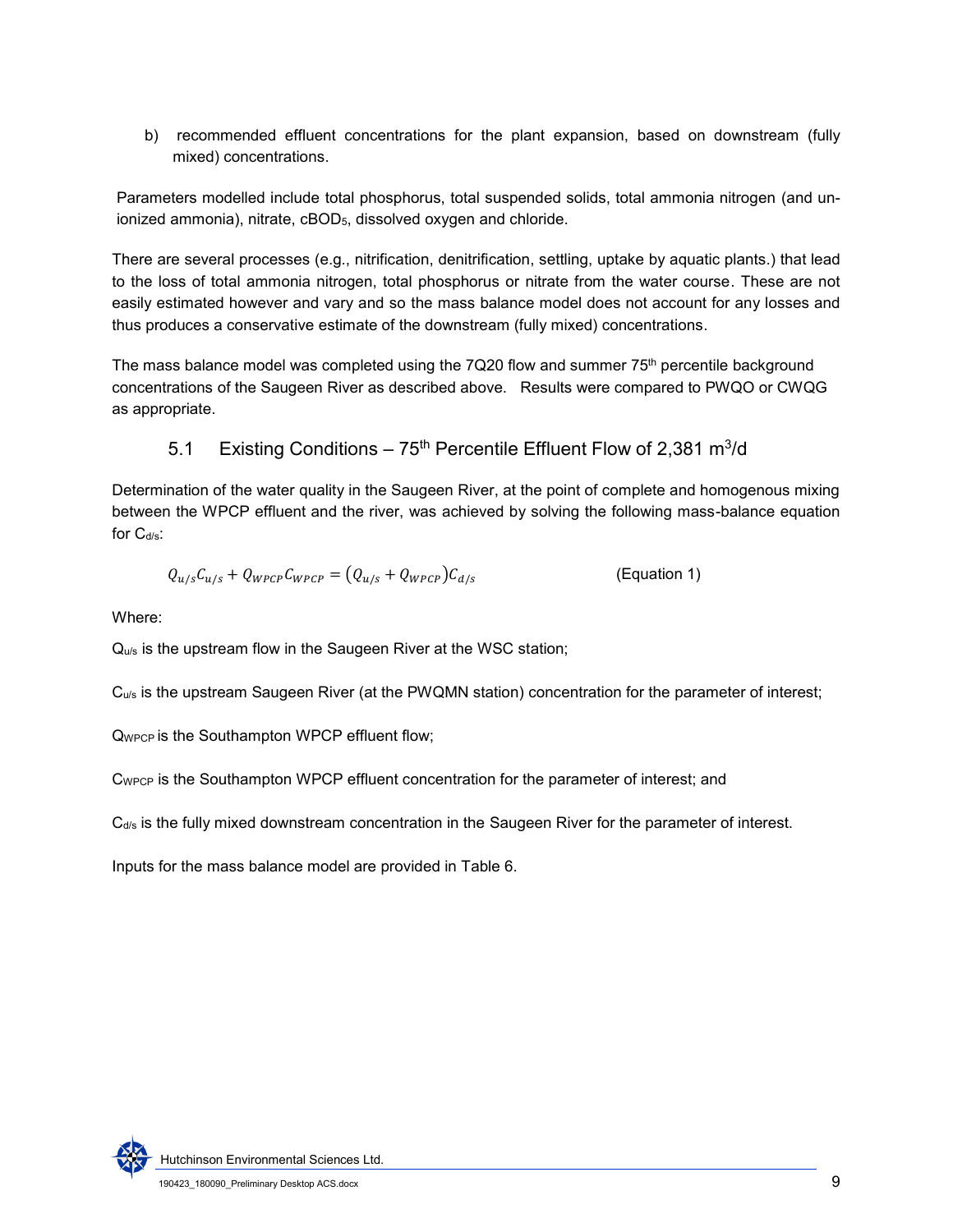b) recommended effluent concentrations for the plant expansion, based on downstream (fully mixed) concentrations.

Parameters modelled include total phosphorus, total suspended solids, total ammonia nitrogen (and un-ionized ammonia), nitrate, $cBOD_5$, dissolved oxygen and chloride.

There are several processes (e.g., nitrification, denitrification, settling, uptake by aquatic plants.) that lead to the loss of total ammonia nitrogen, total phosphorus or nitrate from the water course. These are not easily estimated however and vary and so the mass balance model does not account for any losses and thus produces a conservative estimate of the downstream (fully mixed) concentrations.

The mass balance model was completed using the 7Q20 flow and summer 75th percentile background concentrations of the Saugeen River as described above. Results were compared to PWQO or CWQG as appropriate.

## 5.1 Existing Conditions – 75th Percentile Effluent Flow of 2,381 $m^3$/d

Determination of the water quality in the Saugeen River, at the point of complete and homogenous mixing between the WPCP effluent and the river, was achieved by solving the following mass-balance equation for $C_{d/s}$:

$$Q_{u/s}C_{u/s} + Q_{WPCP}C_{WPCP} = (Q_{u/s} + Q_{WPCP})C_{d/s} \qquad \text{(Equation 1)}$$

Where:

$Q_{u/s}$ is the upstream flow in the Saugeen River at the WSC station;

$C_{u/s}$ is the upstream Saugeen River (at the PWQMN station) concentration for the parameter of interest;

$Q_{WPCP}$ is the Southampton WPCP effluent flow;

$C_{WPCP}$ is the Southampton WPCP effluent concentration for the parameter of interest; and

$C_{d/s}$ is the fully mixed downstream concentration in the Saugeen River for the parameter of interest.

Inputs for the mass balance model are provided in Table 6.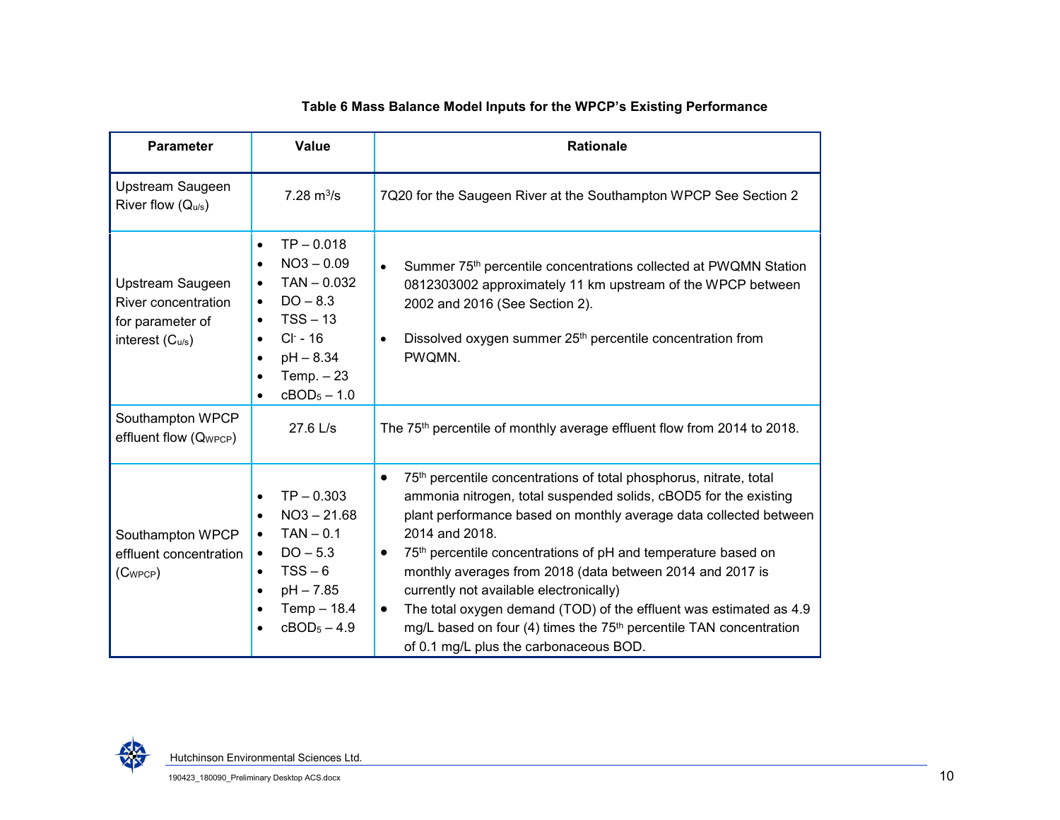**Table 6 Mass Balance Model Inputs for the WPCP's Existing Performance**

| Parameter | Value | Rationale |
|---|---|---|
| Upstream Saugeen River flow ($Q_{u/s}$) | 7.28 $m^3/s$ | 7Q20 for the Saugeen River at the Southampton WPCP See Section 2 |
| Upstream Saugeen River concentration for parameter of interest ($C_{u/s}$) | • TP – 0.018<br>• NO3 – 0.09<br>• TAN – 0.032<br>• DO – 8.3<br>• TSS – 13<br>• $Cl^-$ - 16<br>• pH – 8.34<br>• Temp. – 23<br>• $cBOD_5$ – 1.0 | • Summer 75th percentile concentrations collected at PWQMN Station 0812303002 approximately 11 km upstream of the WPCP between 2002 and 2016 (See Section 2).<br>• Dissolved oxygen summer 25th percentile concentration from PWQMN. |
| Southampton WPCP effluent flow ($Q_{WPCP}$) | 27.6 L/s | The 75th percentile of monthly average effluent flow from 2014 to 2018. |
| Southampton WPCP effluent concentration ($C_{WPCP}$) | • TP – 0.303<br>• NO3 – 21.68<br>• TAN – 0.1<br>• DO – 5.3<br>• TSS – 6<br>• pH – 7.85<br>• Temp – 18.4<br>• $cBOD_5$ – 4.9 | • 75th percentile concentrations of total phosphorus, nitrate, total ammonia nitrogen, total suspended solids, cBOD5 for the existing plant performance based on monthly average data collected between 2014 and 2018.<br>• 75th percentile concentrations of pH and temperature based on monthly averages from 2018 (data between 2014 and 2017 is currently not available electronically)<br>• The total oxygen demand (TOD) of the effluent was estimated as 4.9 mg/L based on four (4) times the 75th percentile TAN concentration of 0.1 mg/L plus the carbonaceous BOD. |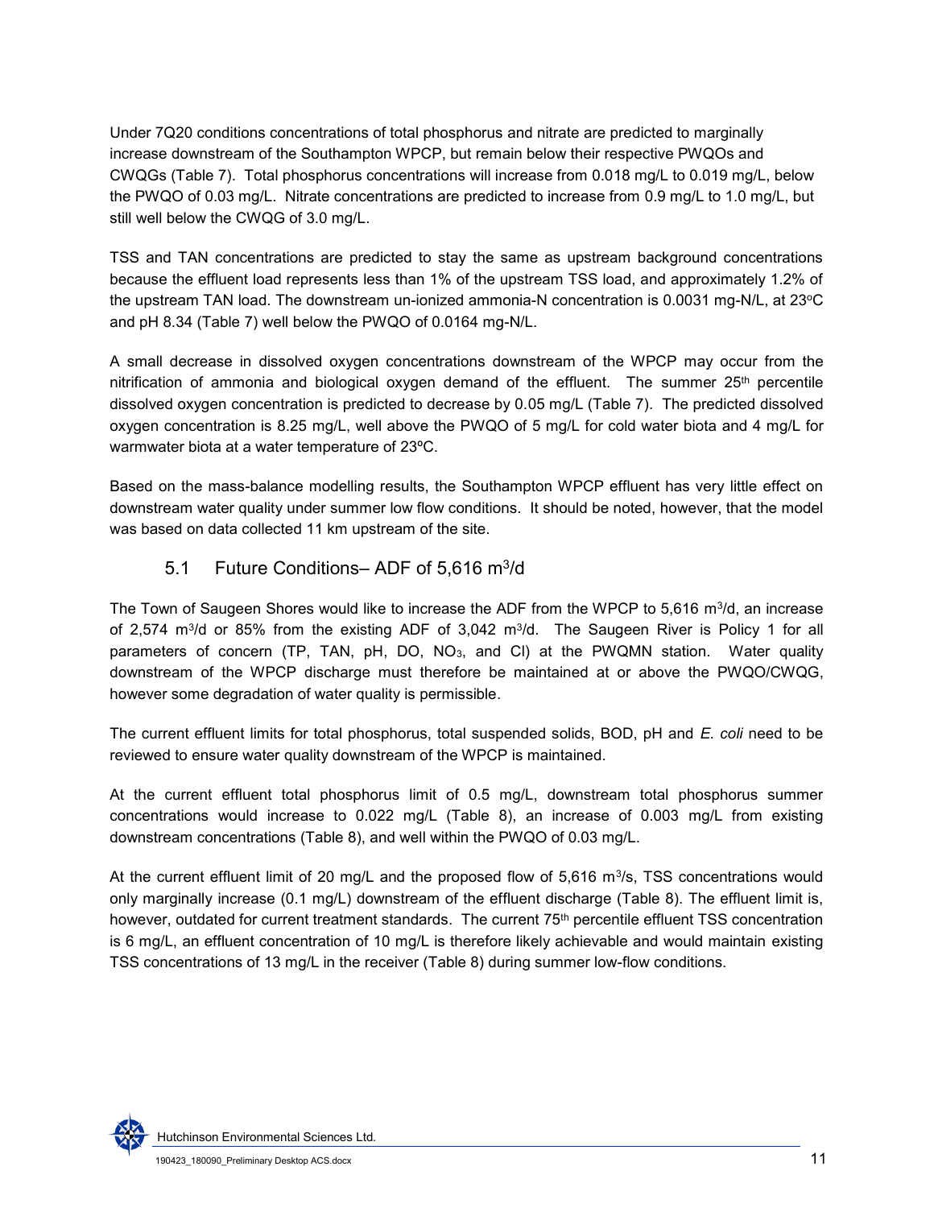Under 7Q20 conditions concentrations of total phosphorus and nitrate are predicted to marginally increase downstream of the Southampton WPCP, but remain below their respective PWQOs and CWQGs (Table 7). Total phosphorus concentrations will increase from 0.018 mg/L to 0.019 mg/L, below the PWQO of 0.03 mg/L. Nitrate concentrations are predicted to increase from 0.9 mg/L to 1.0 mg/L, but still well below the CWQG of 3.0 mg/L.

TSS and TAN concentrations are predicted to stay the same as upstream background concentrations because the effluent load represents less than 1% of the upstream TSS load, and approximately 1.2% of the upstream TAN load. The downstream un-ionized ammonia-N concentration is 0.0031 mg-N/L, at 23°C and pH 8.34 (Table 7) well below the PWQO of 0.0164 mg-N/L.

A small decrease in dissolved oxygen concentrations downstream of the WPCP may occur from the nitrification of ammonia and biological oxygen demand of the effluent. The summer 25th percentile dissolved oxygen concentration is predicted to decrease by 0.05 mg/L (Table 7). The predicted dissolved oxygen concentration is 8.25 mg/L, well above the PWQO of 5 mg/L for cold water biota and 4 mg/L for warmwater biota at a water temperature of 23ºC.

Based on the mass-balance modelling results, the Southampton WPCP effluent has very little effect on downstream water quality under summer low flow conditions. It should be noted, however, that the model was based on data collected 11 km upstream of the site.

## 5.1 Future Conditions– ADF of 5,616 $m^3$/d

The Town of Saugeen Shores would like to increase the ADF from the WPCP to 5,616 $m^3$/d, an increase of 2,574 $m^3$/d or 85% from the existing ADF of 3,042 $m^3$/d. The Saugeen River is Policy 1 for all parameters of concern (TP, TAN, pH, DO, $NO_3$, and Cl) at the PWQMN station. Water quality downstream of the WPCP discharge must therefore be maintained at or above the PWQO/CWQG, however some degradation of water quality is permissible.

The current effluent limits for total phosphorus, total suspended solids, BOD, pH and *E. coli* need to be reviewed to ensure water quality downstream of the WPCP is maintained.

At the current effluent total phosphorus limit of 0.5 mg/L, downstream total phosphorus summer concentrations would increase to 0.022 mg/L (Table 8), an increase of 0.003 mg/L from existing downstream concentrations (Table 8), and well within the PWQO of 0.03 mg/L.

At the current effluent limit of 20 mg/L and the proposed flow of 5,616 $m^3$/s, TSS concentrations would only marginally increase (0.1 mg/L) downstream of the effluent discharge (Table 8). The effluent limit is, however, outdated for current treatment standards. The current 75th percentile effluent TSS concentration is 6 mg/L, an effluent concentration of 10 mg/L is therefore likely achievable and would maintain existing TSS concentrations of 13 mg/L in the receiver (Table 8) during summer low-flow conditions.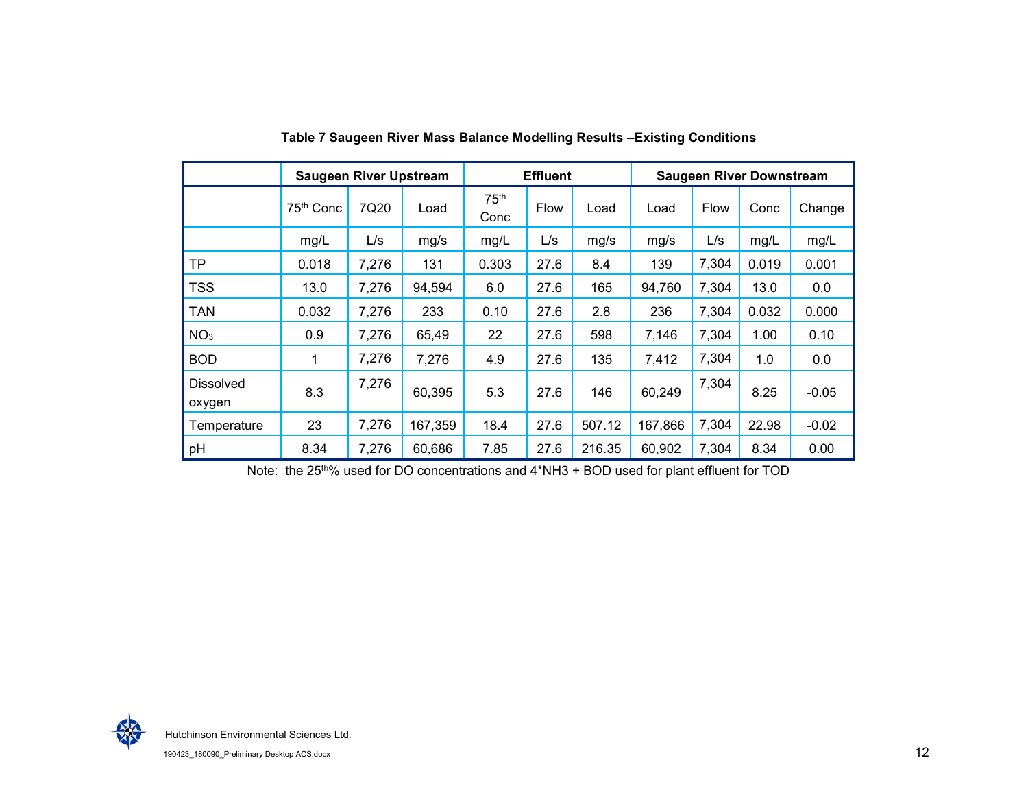**Table 7 Saugeen River Mass Balance Modelling Results –Existing Conditions**

| | Saugeen River Upstream | | | Effluent | | | Saugeen River Downstream | | | |
|---|---|---|---|---|---|---|---|---|---|---|
| | 75th Conc | 7Q20 | Load | 75th Conc | Flow | Load | Load | Flow | Conc | Change |
| | mg/L | L/s | mg/s | mg/L | L/s | mg/s | mg/s | L/s | mg/L | mg/L |
| TP | 0.018 | 7,276 | 131 | 0.303 | 27.6 | 8.4 | 139 | 7,304 | 0.019 | 0.001 |
| TSS | 13.0 | 7,276 | 94,594 | 6.0 | 27.6 | 165 | 94,760 | 7,304 | 13.0 | 0.0 |
| TAN | 0.032 | 7,276 | 233 | 0.10 | 27.6 | 2.8 | 236 | 7,304 | 0.032 | 0.000 |
| $NO_3$ | 0.9 | 7,276 | 65,49 | 22 | 27.6 | 598 | 7,146 | 7,304 | 1.00 | 0.10 |
| BOD | 1 | 7,276 | 7,276 | 4.9 | 27.6 | 135 | 7,412 | 7,304 | 1.0 | 0.0 |
| Dissolved oxygen | 8.3 | 7,276 | 60,395 | 5.3 | 27.6 | 146 | 60,249 | 7,304 | 8.25 | -0.05 |
| Temperature | 23 | 7,276 | 167,359 | 18.4 | 27.6 | 507.12 | 167,866 | 7,304 | 22.98 | -0.02 |
| pH | 8.34 | 7,276 | 60,686 | 7.85 | 27.6 | 216.35 | 60,902 | 7,304 | 8.34 | 0.00 |

Note: the 25th% used for DO concentrations and 4*NH3 + BOD used for plant effluent for TOD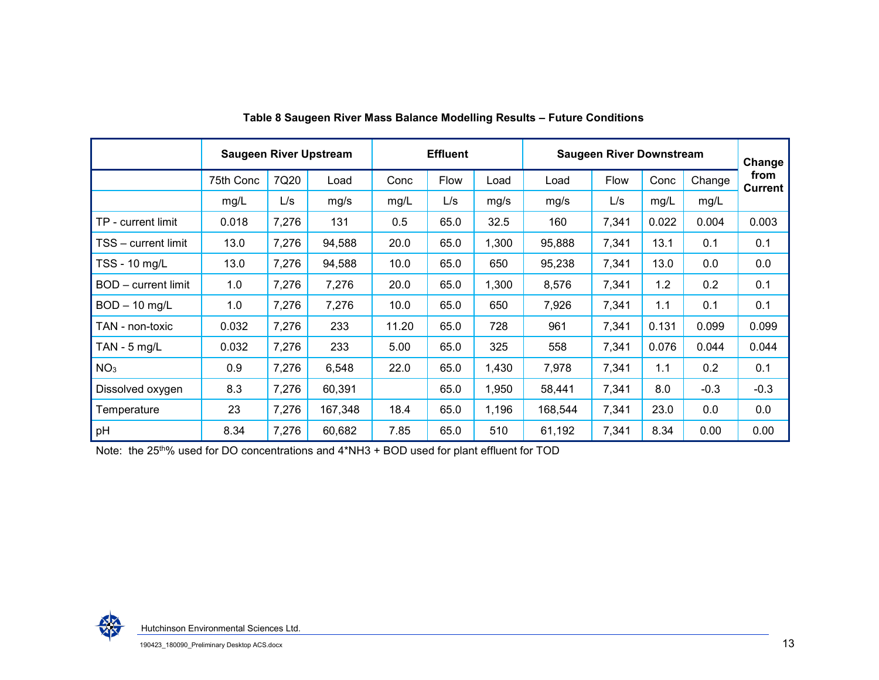**Table 8 Saugeen River Mass Balance Modelling Results – Future Conditions**

| | Saugeen River Upstream | | | Effluent | | | Saugeen River Downstream | | | | Change from Current |
|---|---|---|---|---|---|---|---|---|---|---|---|
| | 75th Conc | 7Q20 | Load | Conc | Flow | Load | Load | Flow | Conc | Change | |
| | mg/L | L/s | mg/s | mg/L | L/s | mg/s | mg/s | L/s | mg/L | mg/L | |
| TP - current limit | 0.018 | 7,276 | 131 | 0.5 | 65.0 | 32.5 | 160 | 7,341 | 0.022 | 0.004 | 0.003 |
| TSS – current limit | 13.0 | 7,276 | 94,588 | 20.0 | 65.0 | 1,300 | 95,888 | 7,341 | 13.1 | 0.1 | 0.1 |
| TSS - 10 mg/L | 13.0 | 7,276 | 94,588 | 10.0 | 65.0 | 650 | 95,238 | 7,341 | 13.0 | 0.0 | 0.0 |
| BOD – current limit | 1.0 | 7,276 | 7,276 | 20.0 | 65.0 | 1,300 | 8,576 | 7,341 | 1.2 | 0.2 | 0.1 |
| BOD – 10 mg/L | 1.0 | 7,276 | 7,276 | 10.0 | 65.0 | 650 | 7,926 | 7,341 | 1.1 | 0.1 | 0.1 |
| TAN - non-toxic | 0.032 | 7,276 | 233 | 11.20 | 65.0 | 728 | 961 | 7,341 | 0.131 | 0.099 | 0.099 |
| TAN - 5 mg/L | 0.032 | 7,276 | 233 | 5.00 | 65.0 | 325 | 558 | 7,341 | 0.076 | 0.044 | 0.044 |
| $NO_3$ | 0.9 | 7,276 | 6,548 | 22.0 | 65.0 | 1,430 | 7,978 | 7,341 | 1.1 | 0.2 | 0.1 |
| Dissolved oxygen | 8.3 | 7,276 | 60,391 | | 65.0 | 1,950 | 58,441 | 7,341 | 8.0 | -0.3 | -0.3 |
| Temperature | 23 | 7,276 | 167,348 | 18.4 | 65.0 | 1,196 | 168,544 | 7,341 | 23.0 | 0.0 | 0.0 |
| pH | 8.34 | 7,276 | 60,682 | 7.85 | 65.0 | 510 | 61,192 | 7,341 | 8.34 | 0.00 | 0.00 |

Note: the 25th% used for DO concentrations and 4*NH3 + BOD used for plant effluent for TOD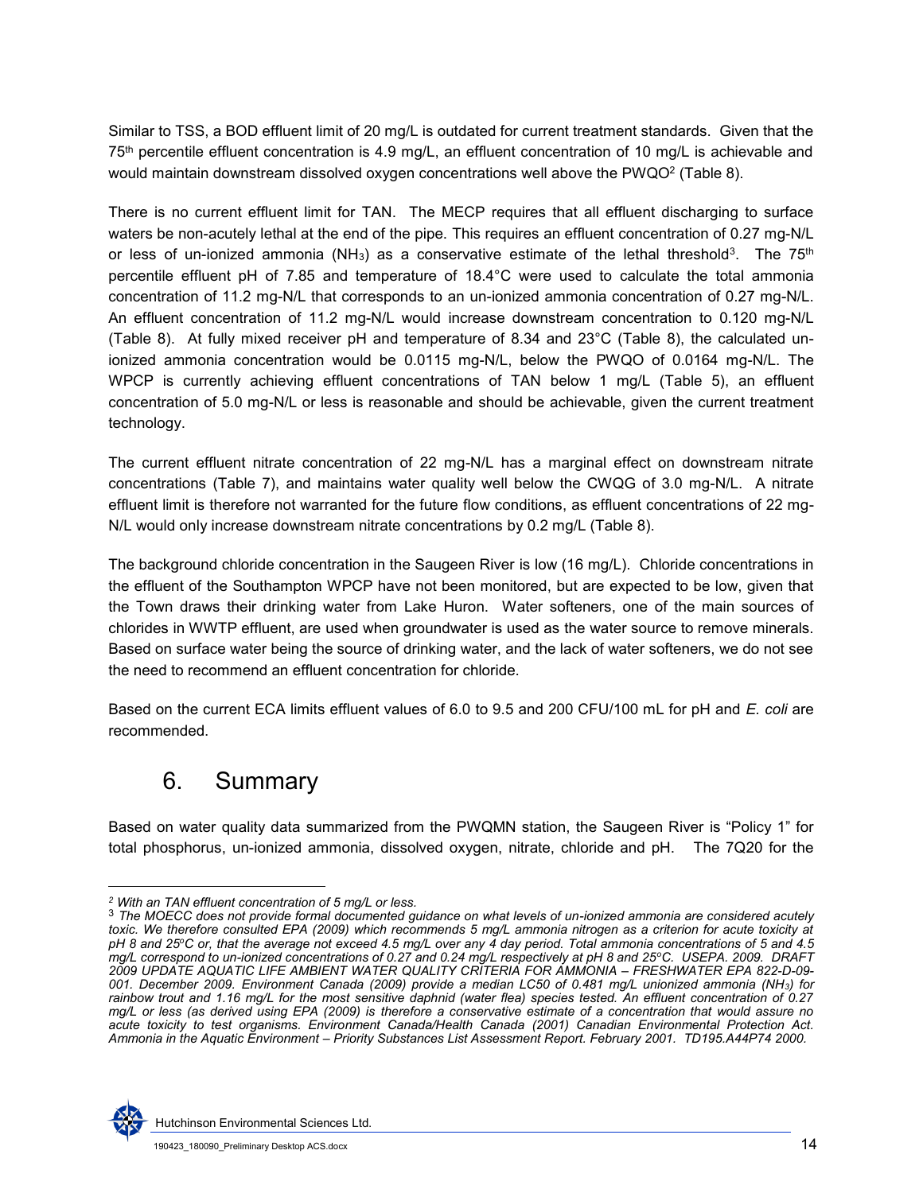Similar to TSS, a BOD effluent limit of 20 mg/L is outdated for current treatment standards. Given that the 75th percentile effluent concentration is 4.9 mg/L, an effluent concentration of 10 mg/L is achievable and would maintain downstream dissolved oxygen concentrations well above the PWQO[2] (Table 8).

There is no current effluent limit for TAN. The MECP requires that all effluent discharging to surface waters be non-acutely lethal at the end of the pipe. This requires an effluent concentration of 0.27 mg-N/L or less of un-ionized ammonia ($NH_3$) as a conservative estimate of the lethal threshold[3]. The 75th percentile effluent pH of 7.85 and temperature of 18.4°C were used to calculate the total ammonia concentration of 11.2 mg-N/L that corresponds to an un-ionized ammonia concentration of 0.27 mg-N/L. An effluent concentration of 11.2 mg-N/L would increase downstream concentration to 0.120 mg-N/L (Table 8). At fully mixed receiver pH and temperature of 8.34 and 23°C (Table 8), the calculated un-ionized ammonia concentration would be 0.0115 mg-N/L, below the PWQO of 0.0164 mg-N/L. The WPCP is currently achieving effluent concentrations of TAN below 1 mg/L (Table 5), an effluent concentration of 5.0 mg-N/L or less is reasonable and should be achievable, given the current treatment technology.

The current effluent nitrate concentration of 22 mg-N/L has a marginal effect on downstream nitrate concentrations (Table 7), and maintains water quality well below the CWQG of 3.0 mg-N/L. A nitrate effluent limit is therefore not warranted for the future flow conditions, as effluent concentrations of 22 mg-N/L would only increase downstream nitrate concentrations by 0.2 mg/L (Table 8).

The background chloride concentration in the Saugeen River is low (16 mg/L). Chloride concentrations in the effluent of the Southampton WPCP have not been monitored, but are expected to be low, given that the Town draws their drinking water from Lake Huron. Water softeners, one of the main sources of chlorides in WWTP effluent, are used when groundwater is used as the water source to remove minerals. Based on surface water being the source of drinking water, and the lack of water softeners, we do not see the need to recommend an effluent concentration for chloride.

Based on the current ECA limits effluent values of 6.0 to 9.5 and 200 CFU/100 mL for pH and *E. coli* are recommended.

# 6. Summary

Based on water quality data summarized from the PWQMN station, the Saugeen River is "Policy 1" for total phosphorus, un-ionized ammonia, dissolved oxygen, nitrate, chloride and pH. The 7Q20 for the

---

[2] *With an TAN effluent concentration of 5 mg/L or less.*

[3] *The MOECC does not provide formal documented guidance on what levels of un-ionized ammonia are considered acutely toxic. We therefore consulted EPA (2009) which recommends 5 mg/L ammonia nitrogen as a criterion for acute toxicity at pH 8 and 25°C or, that the average not exceed 4.5 mg/L over any 4 day period. Total ammonia concentrations of 5 and 4.5 mg/L correspond to un-ionized concentrations of 0.27 and 0.24 mg/L respectively at pH 8 and 25°C. USEPA. 2009. DRAFT 2009 UPDATE AQUATIC LIFE AMBIENT WATER QUALITY CRITERIA FOR AMMONIA – FRESHWATER EPA 822-D-09-001. December 2009. Environment Canada (2009) provide a median LC50 of 0.481 mg/L unionized ammonia ($NH_3$) for rainbow trout and 1.16 mg/L for the most sensitive daphnid (water flea) species tested. An effluent concentration of 0.27 mg/L or less (as derived using EPA (2009) is therefore a conservative estimate of a concentration that would assure no acute toxicity to test organisms. Environment Canada/Health Canada (2001) Canadian Environmental Protection Act. Ammonia in the Aquatic Environment – Priority Substances List Assessment Report. February 2001. TD195.A44P74 2000.*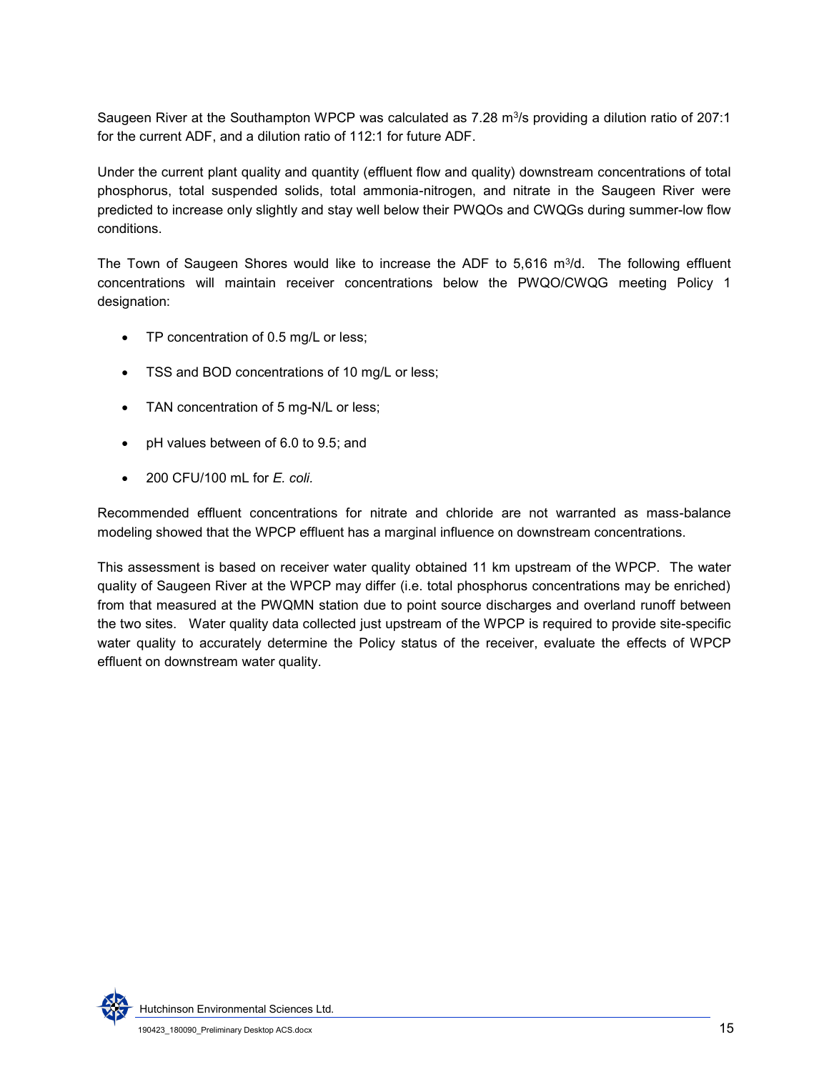Saugeen River at the Southampton WPCP was calculated as 7.28 $m^3$/s providing a dilution ratio of 207:1 for the current ADF, and a dilution ratio of 112:1 for future ADF.

Under the current plant quality and quantity (effluent flow and quality) downstream concentrations of total phosphorus, total suspended solids, total ammonia-nitrogen, and nitrate in the Saugeen River were predicted to increase only slightly and stay well below their PWQOs and CWQGs during summer-low flow conditions.

The Town of Saugeen Shores would like to increase the ADF to 5,616 $m^3$/d. The following effluent concentrations will maintain receiver concentrations below the PWQO/CWQG meeting Policy 1 designation:

- TP concentration of 0.5 mg/L or less;
- TSS and BOD concentrations of 10 mg/L or less;
- TAN concentration of 5 mg-N/L or less;
- pH values between of 6.0 to 9.5; and
- 200 CFU/100 mL for *E. coli.*

Recommended effluent concentrations for nitrate and chloride are not warranted as mass-balance modeling showed that the WPCP effluent has a marginal influence on downstream concentrations.

This assessment is based on receiver water quality obtained 11 km upstream of the WPCP. The water quality of Saugeen River at the WPCP may differ (i.e. total phosphorus concentrations may be enriched) from that measured at the PWQMN station due to point source discharges and overland runoff between the two sites. Water quality data collected just upstream of the WPCP is required to provide site-specific water quality to accurately determine the Policy status of the receiver, evaluate the effects of WPCP effluent on downstream water quality.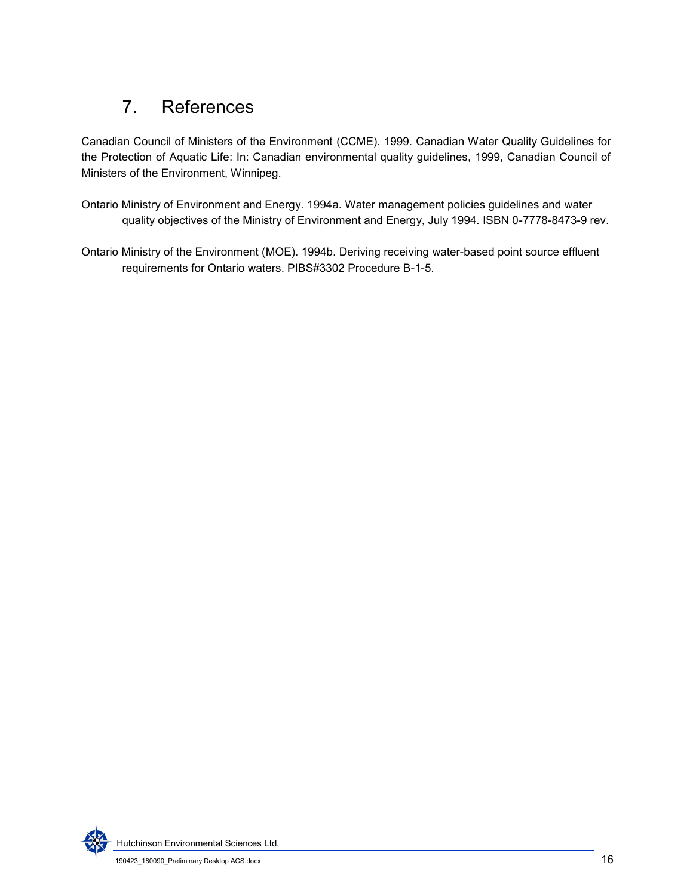# 7. References

Canadian Council of Ministers of the Environment (CCME). 1999. Canadian Water Quality Guidelines for the Protection of Aquatic Life: In: Canadian environmental quality guidelines, 1999, Canadian Council of Ministers of the Environment, Winnipeg.

Ontario Ministry of Environment and Energy. 1994a. Water management policies guidelines and water quality objectives of the Ministry of Environment and Energy, July 1994. ISBN 0-7778-8473-9 rev.

Ontario Ministry of the Environment (MOE). 1994b. Deriving receiving water-based point source effluent requirements for Ontario waters. PIBS#3302 Procedure B-1-5.